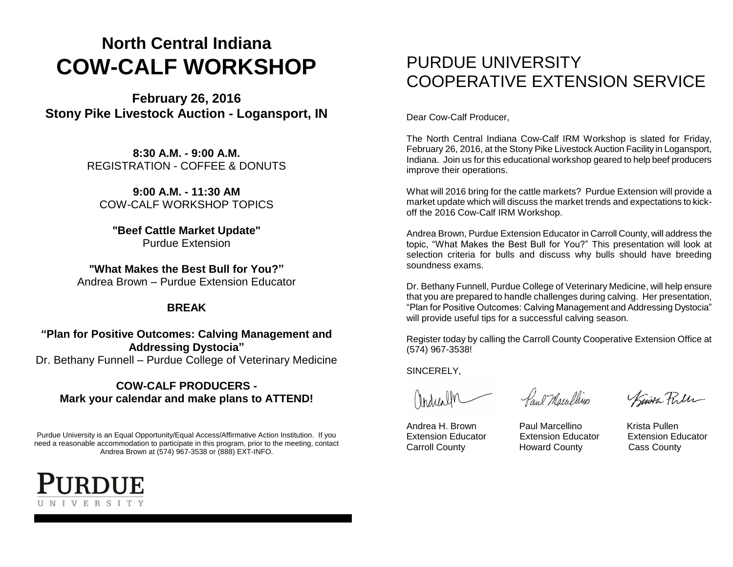# North Central Indiana
# COW-CALF WORKSHOP

**February 26, 2016**
**Stony Pike Livestock Auction - Logansport, IN**

**8:30 A.M. - 9:00 A.M.**
REGISTRATION - COFFEE & DONUTS

**9:00 A.M. - 11:30 AM**
COW-CALF WORKSHOP TOPICS

**"Beef Cattle Market Update"**
Purdue Extension

**"What Makes the Best Bull for You?"**
Andrea Brown – Purdue Extension Educator

**BREAK**

**"Plan for Positive Outcomes: Calving Management and Addressing Dystocia"**
Dr. Bethany Funnell – Purdue College of Veterinary Medicine

**COW-CALF PRODUCERS -**
**Mark your calendar and make plans to ATTEND!**

Purdue University is an Equal Opportunity/Equal Access/Affirmative Action Institution. If you need a reasonable accommodation to participate in this program, prior to the meeting, contact Andrea Brown at (574) 967-3538 or (888) EXT-INFO.

PURDUE UNIVERSITY

# PURDUE UNIVERSITY COOPERATIVE EXTENSION SERVICE

Dear Cow-Calf Producer,

The North Central Indiana Cow-Calf IRM Workshop is slated for Friday, February 26, 2016, at the Stony Pike Livestock Auction Facility in Logansport, Indiana. Join us for this educational workshop geared to help beef producers improve their operations.

What will 2016 bring for the cattle markets? Purdue Extension will provide a market update which will discuss the market trends and expectations to kick-off the 2016 Cow-Calf IRM Workshop.

Andrea Brown, Purdue Extension Educator in Carroll County, will address the topic, "What Makes the Best Bull for You?" This presentation will look at selection criteria for bulls and discuss why bulls should have breeding soundness exams.

Dr. Bethany Funnell, Purdue College of Veterinary Medicine, will help ensure that you are prepared to handle challenges during calving. Her presentation, "Plan for Positive Outcomes: Calving Management and Addressing Dystocia" will provide useful tips for a successful calving season.

Register today by calling the Carroll County Cooperative Extension Office at (574) 967-3538!

SINCERELY,

| Andrea H. Brown | Paul Marcellino | Krista Pullen |
|---|---|---|
| Extension Educator | Extension Educator | Extension Educator |
| Carroll County | Howard County | Cass County |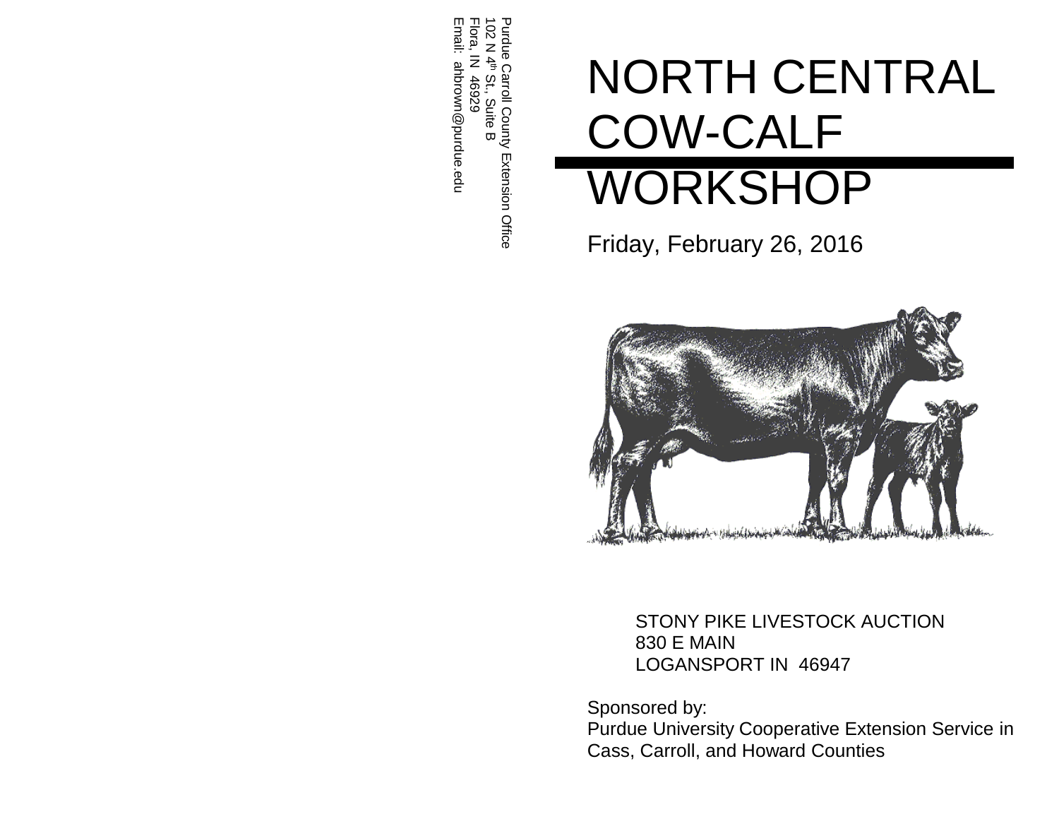Purdue Carroll County Extension Office
102 N 4th St., Suite B
Flora, IN 46929
Email: ahbrown@purdue.edu

# NORTH CENTRAL COW-CALF WORKSHOP

Friday, February 26, 2016

STONY PIKE LIVESTOCK AUCTION
830 E MAIN
LOGANSPORT IN 46947

Sponsored by:
Purdue University Cooperative Extension Service in Cass, Carroll, and Howard Counties